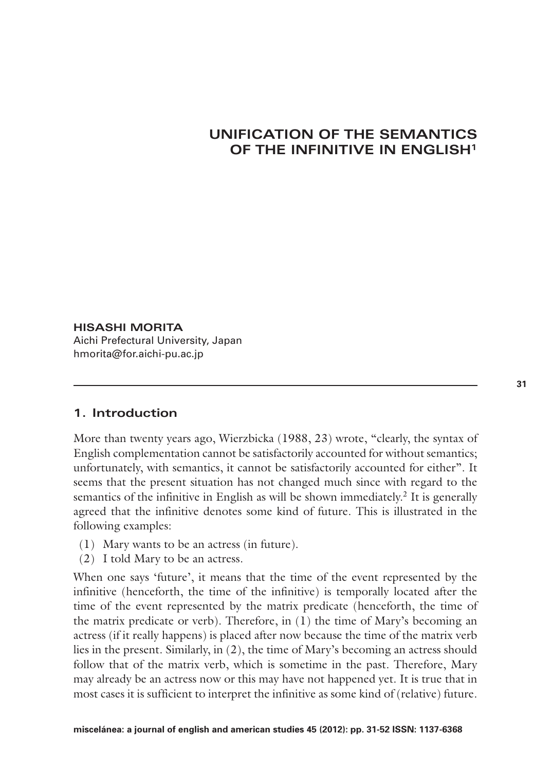# UNIFICATION OF THE SEMANTICS OF THE INFINITIVE IN ENGLISH[1]

**HISASHI MORITA**
Aichi Prefectural University, Japan
hmorita@for.aichi-pu.ac.jp

## 1. Introduction

More than twenty years ago, Wierzbicka (1988, 23) wrote, "clearly, the syntax of English complementation cannot be satisfactorily accounted for without semantics; unfortunately, with semantics, it cannot be satisfactorily accounted for either". It seems that the present situation has not changed much since with regard to the semantics of the infinitive in English as will be shown immediately.[2] It is generally agreed that the infinitive denotes some kind of future. This is illustrated in the following examples:

(1) Mary wants to be an actress (in future).
(2) I told Mary to be an actress.

When one says 'future', it means that the time of the event represented by the infinitive (henceforth, the time of the infinitive) is temporally located after the time of the event represented by the matrix predicate (henceforth, the time of the matrix predicate or verb). Therefore, in (1) the time of Mary's becoming an actress (if it really happens) is placed after now because the time of the matrix verb lies in the present. Similarly, in (2), the time of Mary's becoming an actress should follow that of the matrix verb, which is sometime in the past. Therefore, Mary may already be an actress now or this may have not happened yet. It is true that in most cases it is sufficient to interpret the infinitive as some kind of (relative) future.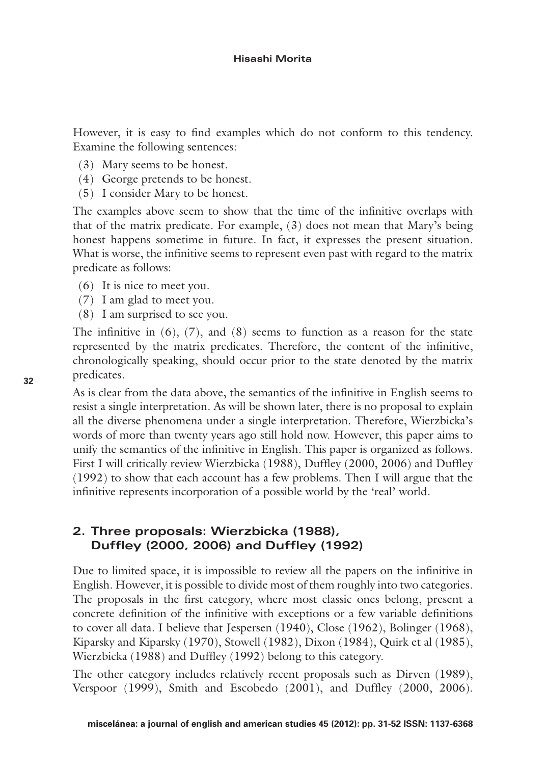However, it is easy to find examples which do not conform to this tendency. Examine the following sentences:

(3) Mary seems to be honest.
(4) George pretends to be honest.
(5) I consider Mary to be honest.

The examples above seem to show that the time of the infinitive overlaps with that of the matrix predicate. For example, (3) does not mean that Mary's being honest happens sometime in future. In fact, it expresses the present situation. What is worse, the infinitive seems to represent even past with regard to the matrix predicate as follows:

(6) It is nice to meet you.
(7) I am glad to meet you.
(8) I am surprised to see you.

The infinitive in (6), (7), and (8) seems to function as a reason for the state represented by the matrix predicates. Therefore, the content of the infinitive, chronologically speaking, should occur prior to the state denoted by the matrix predicates.

As is clear from the data above, the semantics of the infinitive in English seems to resist a single interpretation. As will be shown later, there is no proposal to explain all the diverse phenomena under a single interpretation. Therefore, Wierzbicka's words of more than twenty years ago still hold now. However, this paper aims to unify the semantics of the infinitive in English. This paper is organized as follows. First I will critically review Wierzbicka (1988), Duffley (2000, 2006) and Duffley (1992) to show that each account has a few problems. Then I will argue that the infinitive represents incorporation of a possible world by the 'real' world.

## 2. Three proposals: Wierzbicka (1988), Duffley (2000, 2006) and Duffley (1992)

Due to limited space, it is impossible to review all the papers on the infinitive in English. However, it is possible to divide most of them roughly into two categories. The proposals in the first category, where most classic ones belong, present a concrete definition of the infinitive with exceptions or a few variable definitions to cover all data. I believe that Jespersen (1940), Close (1962), Bolinger (1968), Kiparsky and Kiparsky (1970), Stowell (1982), Dixon (1984), Quirk et al (1985), Wierzbicka (1988) and Duffley (1992) belong to this category.

The other category includes relatively recent proposals such as Dirven (1989), Verspoor (1999), Smith and Escobedo (2001), and Duffley (2000, 2006).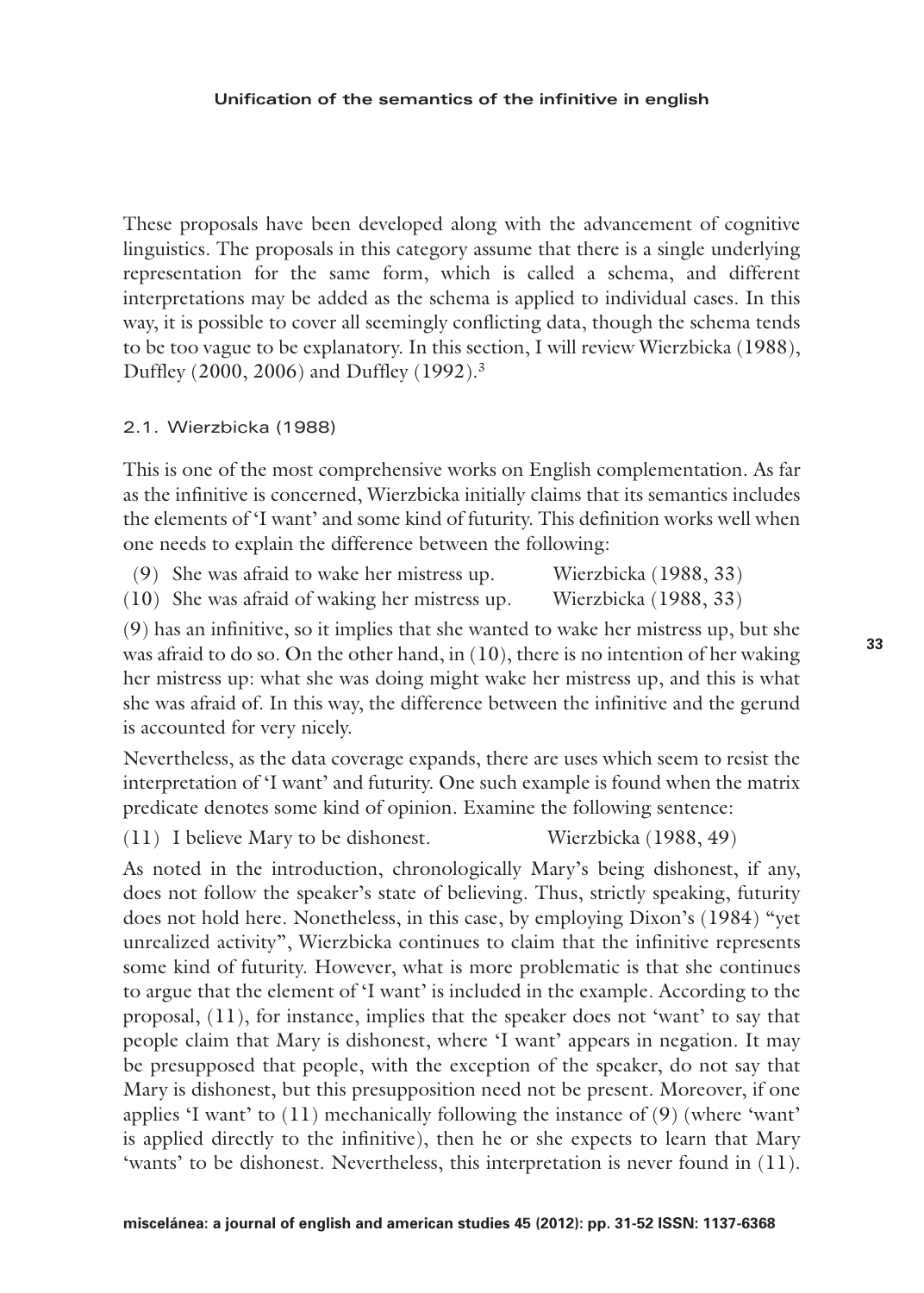These proposals have been developed along with the advancement of cognitive linguistics. The proposals in this category assume that there is a single underlying representation for the same form, which is called a schema, and different interpretations may be added as the schema is applied to individual cases. In this way, it is possible to cover all seemingly conflicting data, though the schema tends to be too vague to be explanatory. In this section, I will review Wierzbicka (1988), Duffley (2000, 2006) and Duffley (1992).[3]

### 2.1. Wierzbicka (1988)

This is one of the most comprehensive works on English complementation. As far as the infinitive is concerned, Wierzbicka initially claims that its semantics includes the elements of 'I want' and some kind of futurity. This definition works well when one needs to explain the difference between the following:

(9) She was afraid to wake her mistress up. Wierzbicka (1988, 33)

(10) She was afraid of waking her mistress up. Wierzbicka (1988, 33)

(9) has an infinitive, so it implies that she wanted to wake her mistress up, but she was afraid to do so. On the other hand, in (10), there is no intention of her waking her mistress up: what she was doing might wake her mistress up, and this is what she was afraid of. In this way, the difference between the infinitive and the gerund is accounted for very nicely.

Nevertheless, as the data coverage expands, there are uses which seem to resist the interpretation of 'I want' and futurity. One such example is found when the matrix predicate denotes some kind of opinion. Examine the following sentence:

(11) I believe Mary to be dishonest. Wierzbicka (1988, 49)

As noted in the introduction, chronologically Mary's being dishonest, if any, does not follow the speaker's state of believing. Thus, strictly speaking, futurity does not hold here. Nonetheless, in this case, by employing Dixon's (1984) "yet unrealized activity", Wierzbicka continues to claim that the infinitive represents some kind of futurity. However, what is more problematic is that she continues to argue that the element of 'I want' is included in the example. According to the proposal, (11), for instance, implies that the speaker does not 'want' to say that people claim that Mary is dishonest, where 'I want' appears in negation. It may be presupposed that people, with the exception of the speaker, do not say that Mary is dishonest, but this presupposition need not be present. Moreover, if one applies 'I want' to (11) mechanically following the instance of (9) (where 'want' is applied directly to the infinitive), then he or she expects to learn that Mary 'wants' to be dishonest. Nevertheless, this interpretation is never found in (11).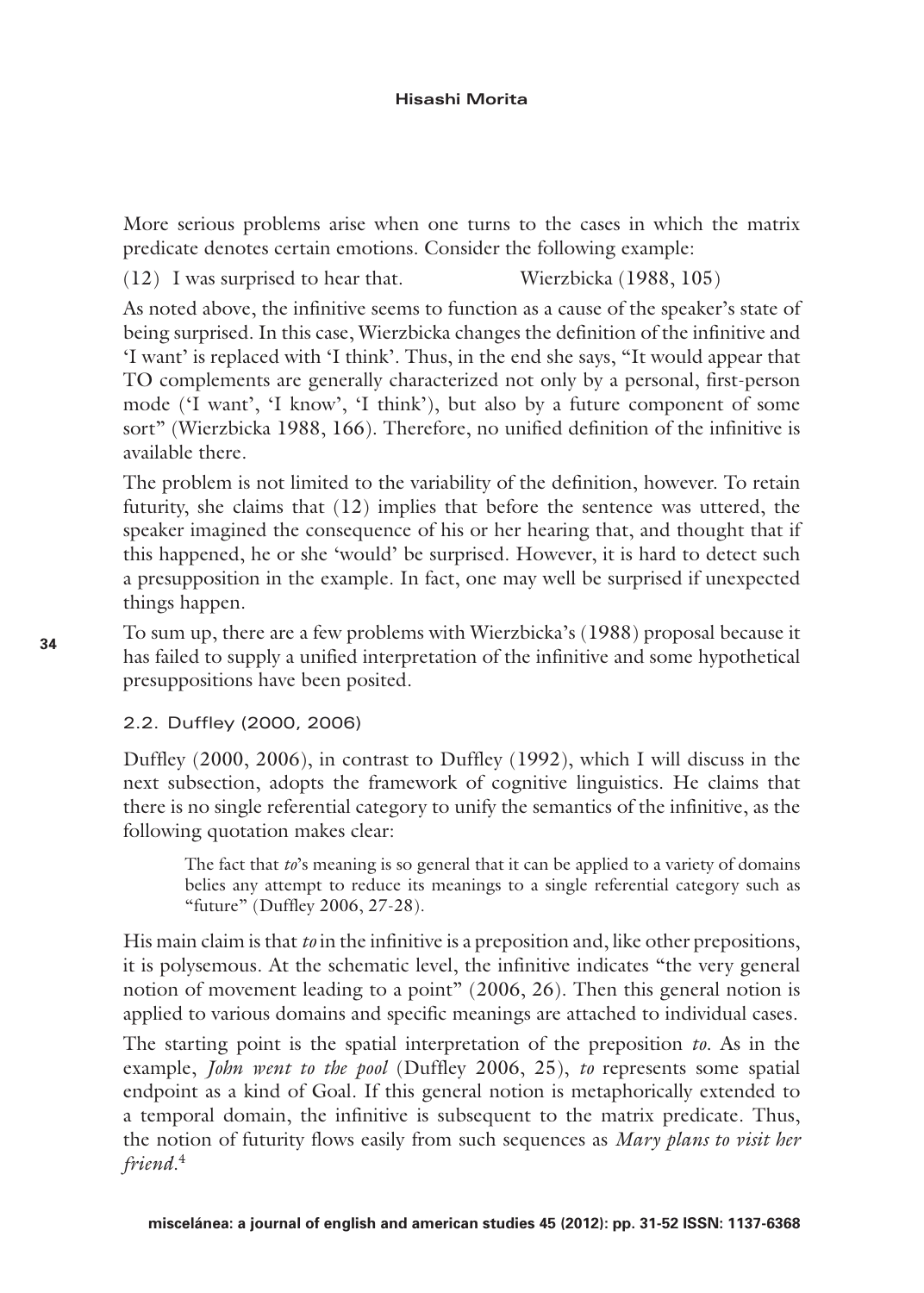More serious problems arise when one turns to the cases in which the matrix predicate denotes certain emotions. Consider the following example:

(12) I was surprised to hear that. Wierzbicka (1988, 105)

As noted above, the infinitive seems to function as a cause of the speaker's state of being surprised. In this case, Wierzbicka changes the definition of the infinitive and 'I want' is replaced with 'I think'. Thus, in the end she says, "It would appear that TO complements are generally characterized not only by a personal, first-person mode ('I want', 'I know', 'I think'), but also by a future component of some sort" (Wierzbicka 1988, 166). Therefore, no unified definition of the infinitive is available there.

The problem is not limited to the variability of the definition, however. To retain futurity, she claims that (12) implies that before the sentence was uttered, the speaker imagined the consequence of his or her hearing that, and thought that if this happened, he or she 'would' be surprised. However, it is hard to detect such a presupposition in the example. In fact, one may well be surprised if unexpected things happen.

To sum up, there are a few problems with Wierzbicka's (1988) proposal because it has failed to supply a unified interpretation of the infinitive and some hypothetical presuppositions have been posited.

### 2.2. Duffley (2000, 2006)

Duffley (2000, 2006), in contrast to Duffley (1992), which I will discuss in the next subsection, adopts the framework of cognitive linguistics. He claims that there is no single referential category to unify the semantics of the infinitive, as the following quotation makes clear:

> The fact that *to*'s meaning is so general that it can be applied to a variety of domains belies any attempt to reduce its meanings to a single referential category such as "future" (Duffley 2006, 27-28).

His main claim is that *to* in the infinitive is a preposition and, like other prepositions, it is polysemous. At the schematic level, the infinitive indicates "the very general notion of movement leading to a point" (2006, 26). Then this general notion is applied to various domains and specific meanings are attached to individual cases.

The starting point is the spatial interpretation of the preposition *to*. As in the example, *John went to the pool* (Duffley 2006, 25), *to* represents some spatial endpoint as a kind of Goal. If this general notion is metaphorically extended to a temporal domain, the infinitive is subsequent to the matrix predicate. Thus, the notion of futurity flows easily from such sequences as *Mary plans to visit her friend*.[4]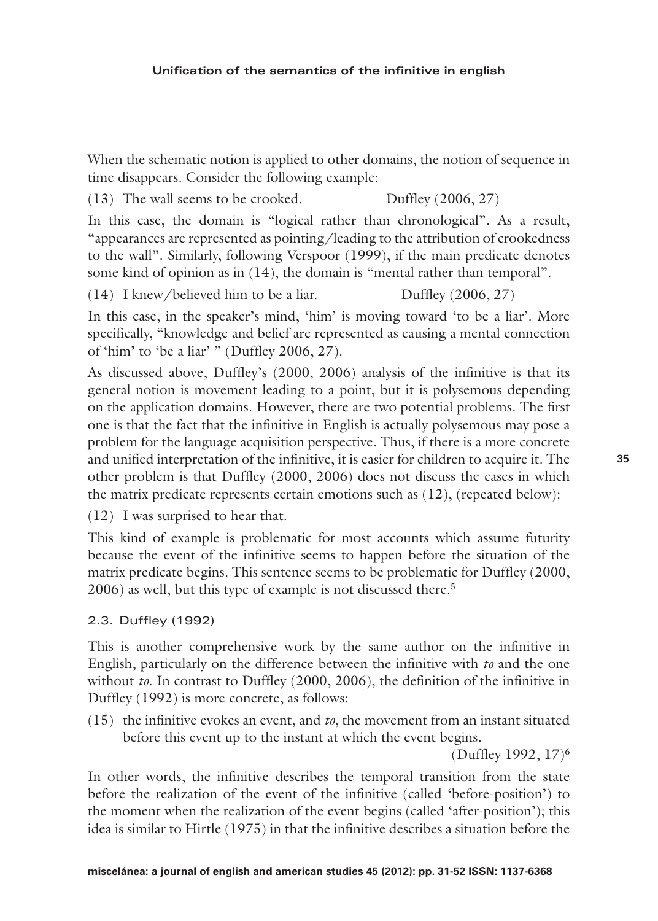When the schematic notion is applied to other domains, the notion of sequence in time disappears. Consider the following example:

(13) The wall seems to be crooked. Duffley (2006, 27)

In this case, the domain is "logical rather than chronological". As a result, "appearances are represented as pointing/leading to the attribution of crookedness to the wall". Similarly, following Verspoor (1999), if the main predicate denotes some kind of opinion as in (14), the domain is "mental rather than temporal".

(14) I knew/believed him to be a liar. Duffley (2006, 27)

In this case, in the speaker's mind, 'him' is moving toward 'to be a liar'. More specifically, "knowledge and belief are represented as causing a mental connection of 'him' to 'be a liar' " (Duffley 2006, 27).

As discussed above, Duffley's (2000, 2006) analysis of the infinitive is that its general notion is movement leading to a point, but it is polysemous depending on the application domains. However, there are two potential problems. The first one is that the fact that the infinitive in English is actually polysemous may pose a problem for the language acquisition perspective. Thus, if there is a more concrete and unified interpretation of the infinitive, it is easier for children to acquire it. The other problem is that Duffley (2000, 2006) does not discuss the cases in which the matrix predicate represents certain emotions such as (12), (repeated below):

(12) I was surprised to hear that.

This kind of example is problematic for most accounts which assume futurity because the event of the infinitive seems to happen before the situation of the matrix predicate begins. This sentence seems to be problematic for Duffley (2000, 2006) as well, but this type of example is not discussed there.[5]

### 2.3. Duffley (1992)

This is another comprehensive work by the same author on the infinitive in English, particularly on the difference between the infinitive with *to* and the one without *to*. In contrast to Duffley (2000, 2006), the definition of the infinitive in Duffley (1992) is more concrete, as follows:

(15) the infinitive evokes an event, and *to*, the movement from an instant situated before this event up to the instant at which the event begins.

(Duffley 1992, 17)[6]

In other words, the infinitive describes the temporal transition from the state before the realization of the event of the infinitive (called 'before-position') to the moment when the realization of the event begins (called 'after-position'); this idea is similar to Hirtle (1975) in that the infinitive describes a situation before the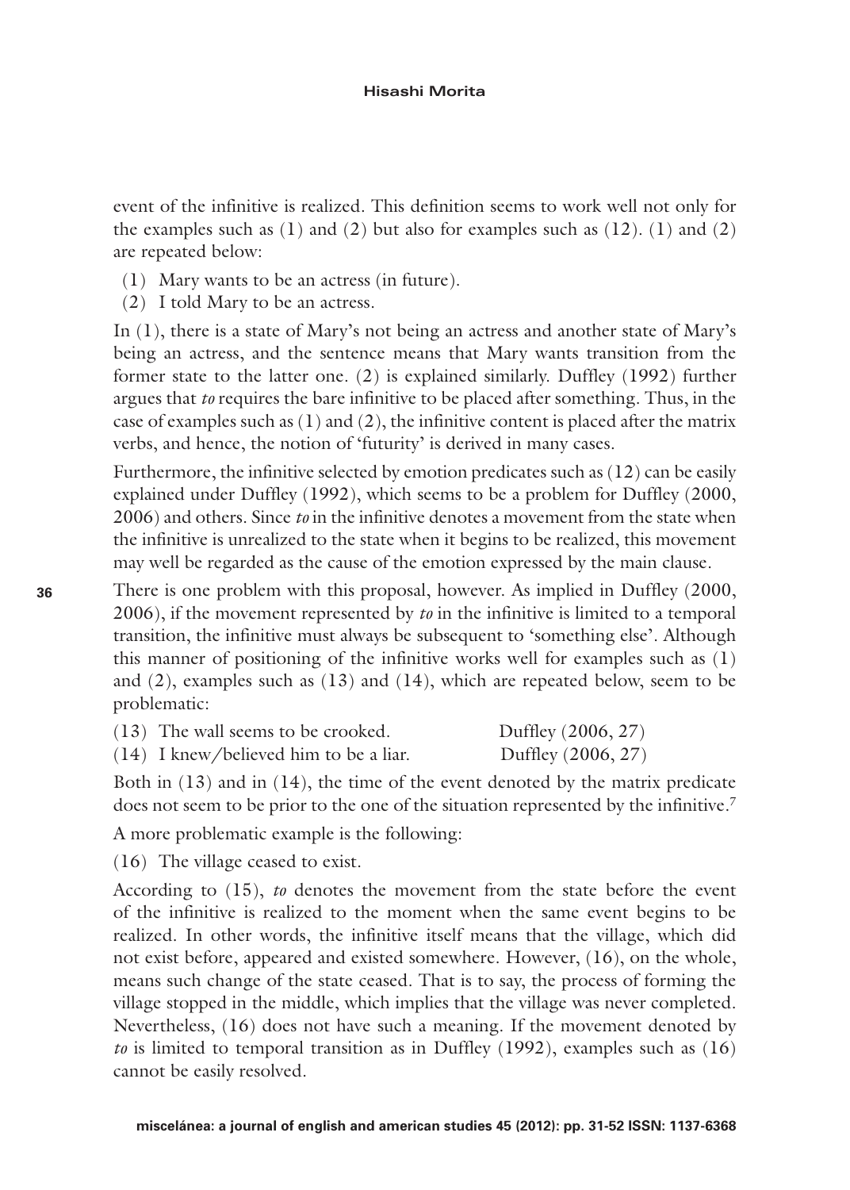event of the infinitive is realized. This definition seems to work well not only for the examples such as (1) and (2) but also for examples such as (12). (1) and (2) are repeated below:

(1) Mary wants to be an actress (in future).

(2) I told Mary to be an actress.

In (1), there is a state of Mary's not being an actress and another state of Mary's being an actress, and the sentence means that Mary wants transition from the former state to the latter one. (2) is explained similarly. Duffley (1992) further argues that *to* requires the bare infinitive to be placed after something. Thus, in the case of examples such as (1) and (2), the infinitive content is placed after the matrix verbs, and hence, the notion of 'futurity' is derived in many cases.

Furthermore, the infinitive selected by emotion predicates such as (12) can be easily explained under Duffley (1992), which seems to be a problem for Duffley (2000, 2006) and others. Since *to* in the infinitive denotes a movement from the state when the infinitive is unrealized to the state when it begins to be realized, this movement may well be regarded as the cause of the emotion expressed by the main clause.

There is one problem with this proposal, however. As implied in Duffley (2000, 2006), if the movement represented by *to* in the infinitive is limited to a temporal transition, the infinitive must always be subsequent to 'something else'. Although this manner of positioning of the infinitive works well for examples such as (1) and (2), examples such as (13) and (14), which are repeated below, seem to be problematic:

(13) The wall seems to be crooked. Duffley (2006, 27)

(14) I knew/believed him to be a liar. Duffley (2006, 27)

Both in (13) and in (14), the time of the event denoted by the matrix predicate does not seem to be prior to the one of the situation represented by the infinitive.[7]

A more problematic example is the following:

(16) The village ceased to exist.

According to (15), *to* denotes the movement from the state before the event of the infinitive is realized to the moment when the same event begins to be realized. In other words, the infinitive itself means that the village, which did not exist before, appeared and existed somewhere. However, (16), on the whole, means such change of the state ceased. That is to say, the process of forming the village stopped in the middle, which implies that the village was never completed. Nevertheless, (16) does not have such a meaning. If the movement denoted by *to* is limited to temporal transition as in Duffley (1992), examples such as (16) cannot be easily resolved.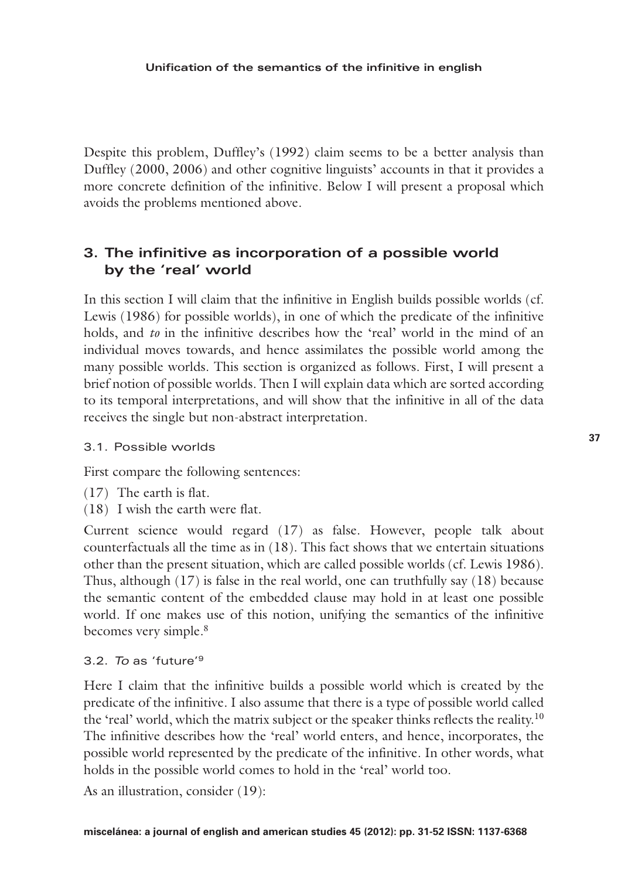Despite this problem, Duffley's (1992) claim seems to be a better analysis than Duffley (2000, 2006) and other cognitive linguists' accounts in that it provides a more concrete definition of the infinitive. Below I will present a proposal which avoids the problems mentioned above.

## 3. The infinitive as incorporation of a possible world by the 'real' world

In this section I will claim that the infinitive in English builds possible worlds (cf. Lewis (1986) for possible worlds), in one of which the predicate of the infinitive holds, and *to* in the infinitive describes how the 'real' world in the mind of an individual moves towards, and hence assimilates the possible world among the many possible worlds. This section is organized as follows. First, I will present a brief notion of possible worlds. Then I will explain data which are sorted according to its temporal interpretations, and will show that the infinitive in all of the data receives the single but non-abstract interpretation.

### 3.1. Possible worlds

First compare the following sentences:

(17) The earth is flat.

(18) I wish the earth were flat.

Current science would regard (17) as false. However, people talk about counterfactuals all the time as in (18). This fact shows that we entertain situations other than the present situation, which are called possible worlds (cf. Lewis 1986). Thus, although (17) is false in the real world, one can truthfully say (18) because the semantic content of the embedded clause may hold in at least one possible world. If one makes use of this notion, unifying the semantics of the infinitive becomes very simple.[8]

### 3.2. *To* as 'future'[9]

Here I claim that the infinitive builds a possible world which is created by the predicate of the infinitive. I also assume that there is a type of possible world called the 'real' world, which the matrix subject or the speaker thinks reflects the reality.[10] The infinitive describes how the 'real' world enters, and hence, incorporates, the possible world represented by the predicate of the infinitive. In other words, what holds in the possible world comes to hold in the 'real' world too.

As an illustration, consider (19):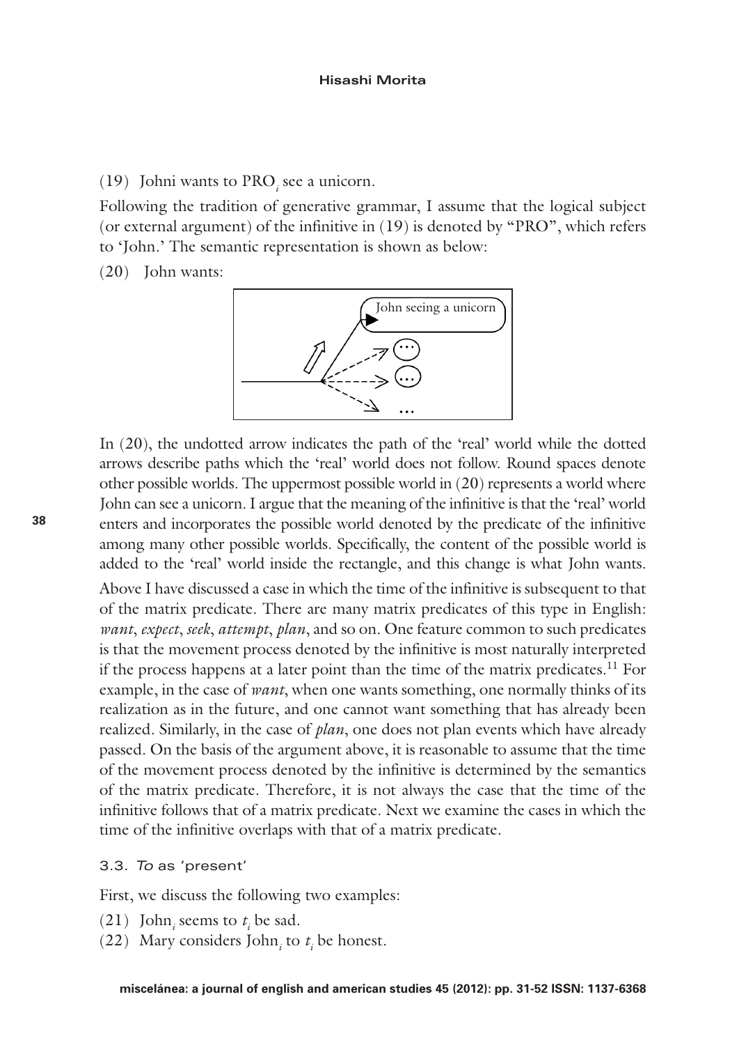(19) Johni wants to $PRO_i$ see a unicorn.

Following the tradition of generative grammar, I assume that the logical subject (or external argument) of the infinitive in (19) is denoted by "PRO", which refers to 'John.' The semantic representation is shown as below:

(20) John wants:

In (20), the undotted arrow indicates the path of the 'real' world while the dotted arrows describe paths which the 'real' world does not follow. Round spaces denote other possible worlds. The uppermost possible world in (20) represents a world where John can see a unicorn. I argue that the meaning of the infinitive is that the 'real' world enters and incorporates the possible world denoted by the predicate of the infinitive among many other possible worlds. Specifically, the content of the possible world is added to the 'real' world inside the rectangle, and this change is what John wants.

Above I have discussed a case in which the time of the infinitive is subsequent to that of the matrix predicate. There are many matrix predicates of this type in English: *want*, *expect*, *seek*, *attempt*, *plan*, and so on. One feature common to such predicates is that the movement process denoted by the infinitive is most naturally interpreted if the process happens at a later point than the time of the matrix predicates.[11] For example, in the case of *want*, when one wants something, one normally thinks of its realization as in the future, and one cannot want something that has already been realized. Similarly, in the case of *plan*, one does not plan events which have already passed. On the basis of the argument above, it is reasonable to assume that the time of the movement process denoted by the infinitive is determined by the semantics of the matrix predicate. Therefore, it is not always the case that the time of the infinitive follows that of a matrix predicate. Next we examine the cases in which the time of the infinitive overlaps with that of a matrix predicate.

### 3.3. *To* as 'present'

First, we discuss the following two examples:

(21) $John_i$ seems to $t_i$ be sad.

(22) Mary considers $John_i$ to $t_i$ be honest.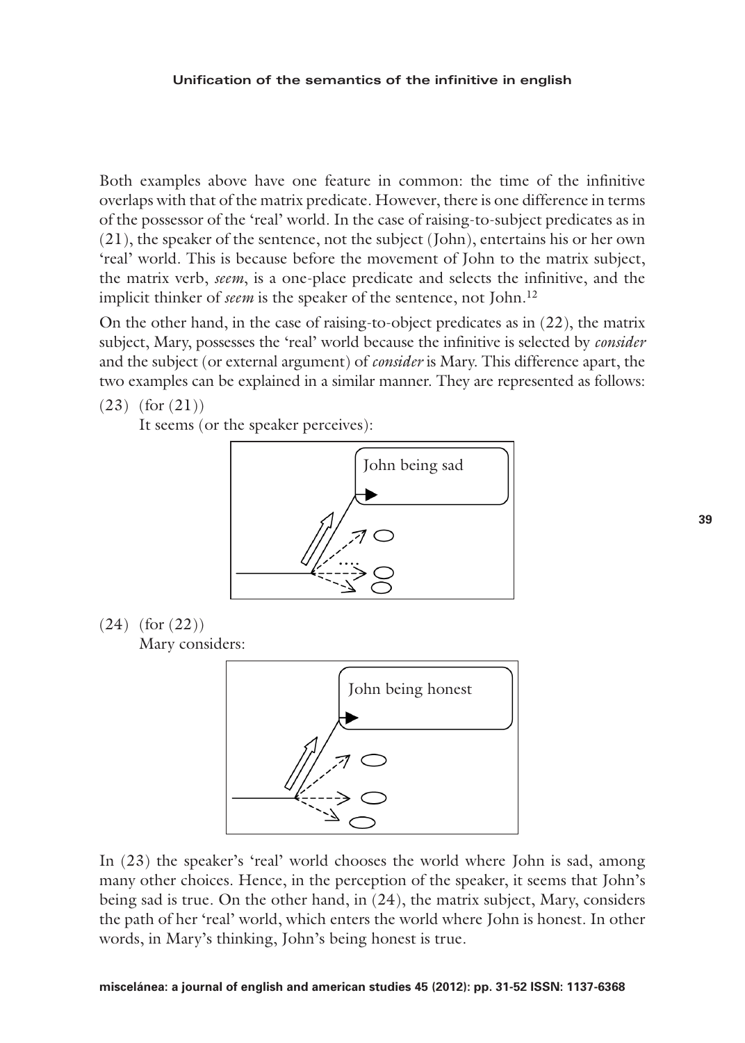Both examples above have one feature in common: the time of the infinitive overlaps with that of the matrix predicate. However, there is one difference in terms of the possessor of the 'real' world. In the case of raising-to-subject predicates as in (21), the speaker of the sentence, not the subject (John), entertains his or her own 'real' world. This is because before the movement of John to the matrix subject, the matrix verb, *seem*, is a one-place predicate and selects the infinitive, and the implicit thinker of *seem* is the speaker of the sentence, not John.[12]

On the other hand, in the case of raising-to-object predicates as in (22), the matrix subject, Mary, possesses the 'real' world because the infinitive is selected by *consider* and the subject (or external argument) of *consider* is Mary. This difference apart, the two examples can be explained in a similar manner. They are represented as follows:

(23) (for (21))
It seems (or the speaker perceives):

John being sad

(24) (for (22))
Mary considers:

John being honest

In (23) the speaker's 'real' world chooses the world where John is sad, among many other choices. Hence, in the perception of the speaker, it seems that John's being sad is true. On the other hand, in (24), the matrix subject, Mary, considers the path of her 'real' world, which enters the world where John is honest. In other words, in Mary's thinking, John's being honest is true.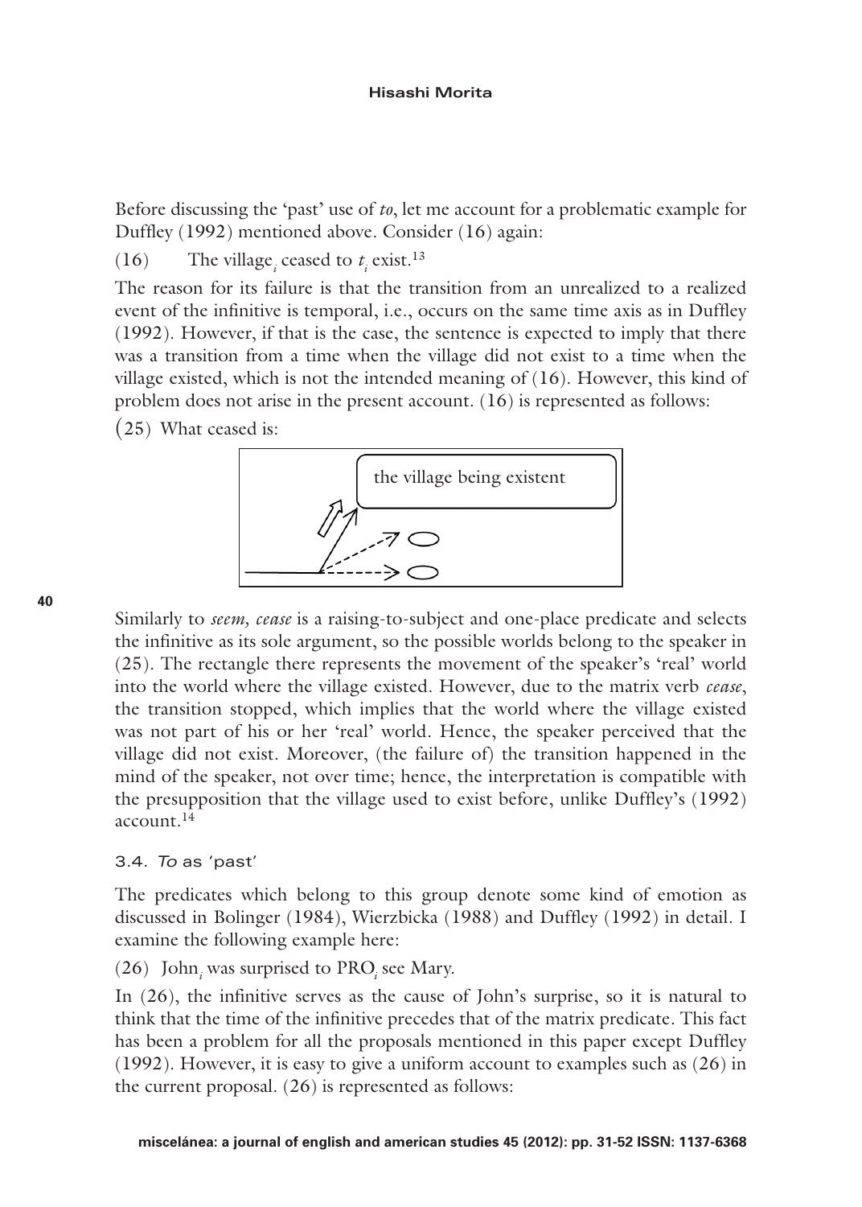Before discussing the 'past' use of *to*, let me account for a problematic example for Duffley (1992) mentioned above. Consider (16) again:

(16) The village$_i$ ceased to $t_i$ exist.[13]

The reason for its failure is that the transition from an unrealized to a realized event of the infinitive is temporal, i.e., occurs on the same time axis as in Duffley (1992). However, if that is the case, the sentence is expected to imply that there was a transition from a time when the village did not exist to a time when the village existed, which is not the intended meaning of (16). However, this kind of problem does not arise in the present account. (16) is represented as follows:

(25) What ceased is:

the village being existent

Similarly to *seem, cease* is a raising-to-subject and one-place predicate and selects the infinitive as its sole argument, so the possible worlds belong to the speaker in (25). The rectangle there represents the movement of the speaker's 'real' world into the world where the village existed. However, due to the matrix verb *cease*, the transition stopped, which implies that the world where the village existed was not part of his or her 'real' world. Hence, the speaker perceived that the village did not exist. Moreover, (the failure of) the transition happened in the mind of the speaker, not over time; hence, the interpretation is compatible with the presupposition that the village used to exist before, unlike Duffley's (1992) account.[14]

### 3.4. *To* as 'past'

The predicates which belong to this group denote some kind of emotion as discussed in Bolinger (1984), Wierzbicka (1988) and Duffley (1992) in detail. I examine the following example here:

(26) John$_i$ was surprised to PRO$_i$ see Mary.

In (26), the infinitive serves as the cause of John's surprise, so it is natural to think that the time of the infinitive precedes that of the matrix predicate. This fact has been a problem for all the proposals mentioned in this paper except Duffley (1992). However, it is easy to give a uniform account to examples such as (26) in the current proposal. (26) is represented as follows: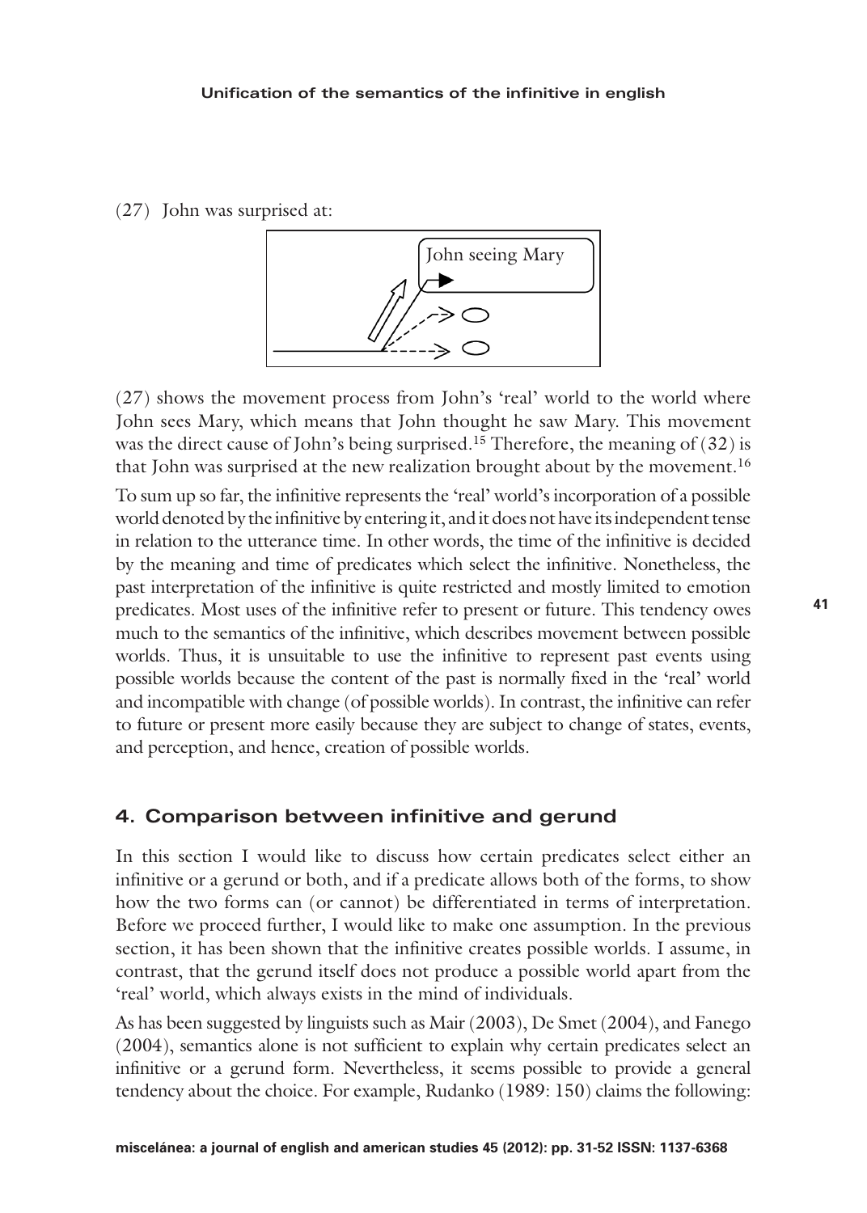(27) John was surprised at:

John seeing Mary

(27) shows the movement process from John's 'real' world to the world where John sees Mary, which means that John thought he saw Mary. This movement was the direct cause of John's being surprised.[15] Therefore, the meaning of (32) is that John was surprised at the new realization brought about by the movement.[16]

To sum up so far, the infinitive represents the 'real' world's incorporation of a possible world denoted by the infinitive by entering it, and it does not have its independent tense in relation to the utterance time. In other words, the time of the infinitive is decided by the meaning and time of predicates which select the infinitive. Nonetheless, the past interpretation of the infinitive is quite restricted and mostly limited to emotion predicates. Most uses of the infinitive refer to present or future. This tendency owes much to the semantics of the infinitive, which describes movement between possible worlds. Thus, it is unsuitable to use the infinitive to represent past events using possible worlds because the content of the past is normally fixed in the 'real' world and incompatible with change (of possible worlds). In contrast, the infinitive can refer to future or present more easily because they are subject to change of states, events, and perception, and hence, creation of possible worlds.

## 4. Comparison between infinitive and gerund

In this section I would like to discuss how certain predicates select either an infinitive or a gerund or both, and if a predicate allows both of the forms, to show how the two forms can (or cannot) be differentiated in terms of interpretation. Before we proceed further, I would like to make one assumption. In the previous section, it has been shown that the infinitive creates possible worlds. I assume, in contrast, that the gerund itself does not produce a possible world apart from the 'real' world, which always exists in the mind of individuals.

As has been suggested by linguists such as Mair (2003), De Smet (2004), and Fanego (2004), semantics alone is not sufficient to explain why certain predicates select an infinitive or a gerund form. Nevertheless, it seems possible to provide a general tendency about the choice. For example, Rudanko (1989: 150) claims the following: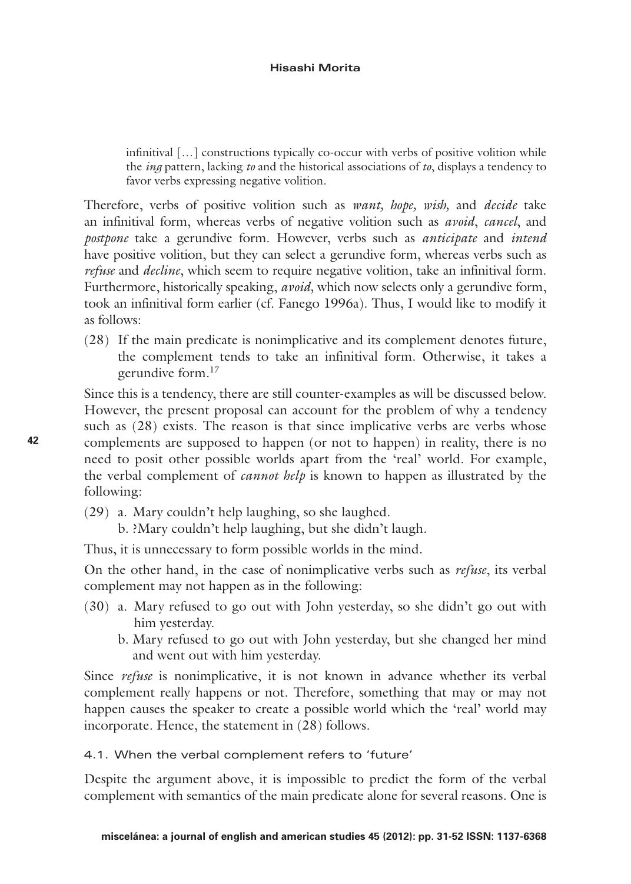infinitival […] constructions typically co-occur with verbs of positive volition while the *ing* pattern, lacking *to* and the historical associations of *to*, displays a tendency to favor verbs expressing negative volition.

Therefore, verbs of positive volition such as *want, hope, wish,* and *decide* take an infinitival form, whereas verbs of negative volition such as *avoid*, *cancel*, and *postpone* take a gerundive form. However, verbs such as *anticipate* and *intend* have positive volition, but they can select a gerundive form, whereas verbs such as *refuse* and *decline*, which seem to require negative volition, take an infinitival form. Furthermore, historically speaking, *avoid,* which now selects only a gerundive form, took an infinitival form earlier (cf. Fanego 1996a). Thus, I would like to modify it as follows:

(28) If the main predicate is nonimplicative and its complement denotes future, the complement tends to take an infinitival form. Otherwise, it takes a gerundive form.[17]

Since this is a tendency, there are still counter-examples as will be discussed below. However, the present proposal can account for the problem of why a tendency such as (28) exists. The reason is that since implicative verbs are verbs whose complements are supposed to happen (or not to happen) in reality, there is no need to posit other possible worlds apart from the 'real' world. For example, the verbal complement of *cannot help* is known to happen as illustrated by the following:

(29) a. Mary couldn't help laughing, so she laughed.
     b. ?Mary couldn't help laughing, but she didn't laugh.

Thus, it is unnecessary to form possible worlds in the mind.

On the other hand, in the case of nonimplicative verbs such as *refuse*, its verbal complement may not happen as in the following:

(30) a. Mary refused to go out with John yesterday, so she didn't go out with him yesterday.
     b. Mary refused to go out with John yesterday, but she changed her mind and went out with him yesterday.

Since *refuse* is nonimplicative, it is not known in advance whether its verbal complement really happens or not. Therefore, something that may or may not happen causes the speaker to create a possible world which the 'real' world may incorporate. Hence, the statement in (28) follows.

### 4.1. When the verbal complement refers to 'future'

Despite the argument above, it is impossible to predict the form of the verbal complement with semantics of the main predicate alone for several reasons. One is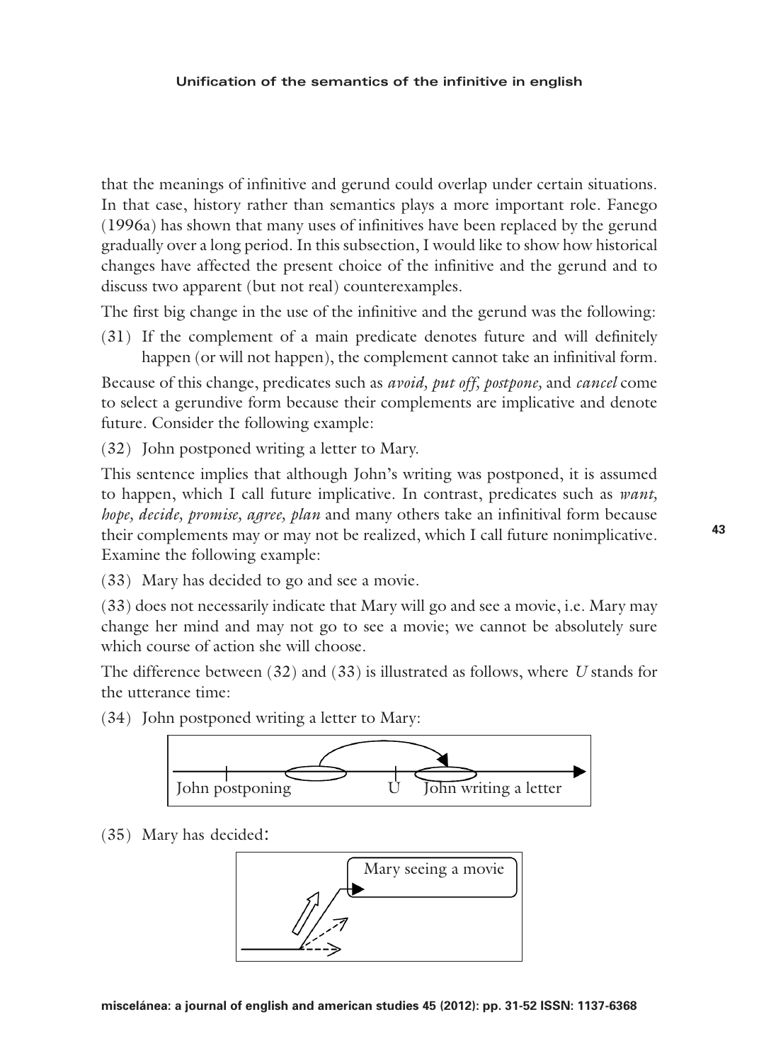that the meanings of infinitive and gerund could overlap under certain situations. In that case, history rather than semantics plays a more important role. Fanego (1996a) has shown that many uses of infinitives have been replaced by the gerund gradually over a long period. In this subsection, I would like to show how historical changes have affected the present choice of the infinitive and the gerund and to discuss two apparent (but not real) counterexamples.

The first big change in the use of the infinitive and the gerund was the following:

(31) If the complement of a main predicate denotes future and will definitely happen (or will not happen), the complement cannot take an infinitival form.

Because of this change, predicates such as *avoid, put off, postpone,* and *cancel* come to select a gerundive form because their complements are implicative and denote future. Consider the following example:

(32) John postponed writing a letter to Mary.

This sentence implies that although John's writing was postponed, it is assumed to happen, which I call future implicative. In contrast, predicates such as *want, hope, decide, promise, agree, plan* and many others take an infinitival form because their complements may or may not be realized, which I call future nonimplicative. Examine the following example:

(33) Mary has decided to go and see a movie.

(33) does not necessarily indicate that Mary will go and see a movie, i.e. Mary may change her mind and may not go to see a movie; we cannot be absolutely sure which course of action she will choose.

The difference between (32) and (33) is illustrated as follows, where *U* stands for the utterance time:

(34) John postponed writing a letter to Mary:

John postponing U John writing a letter

(35) Mary has decided:

Mary seeing a movie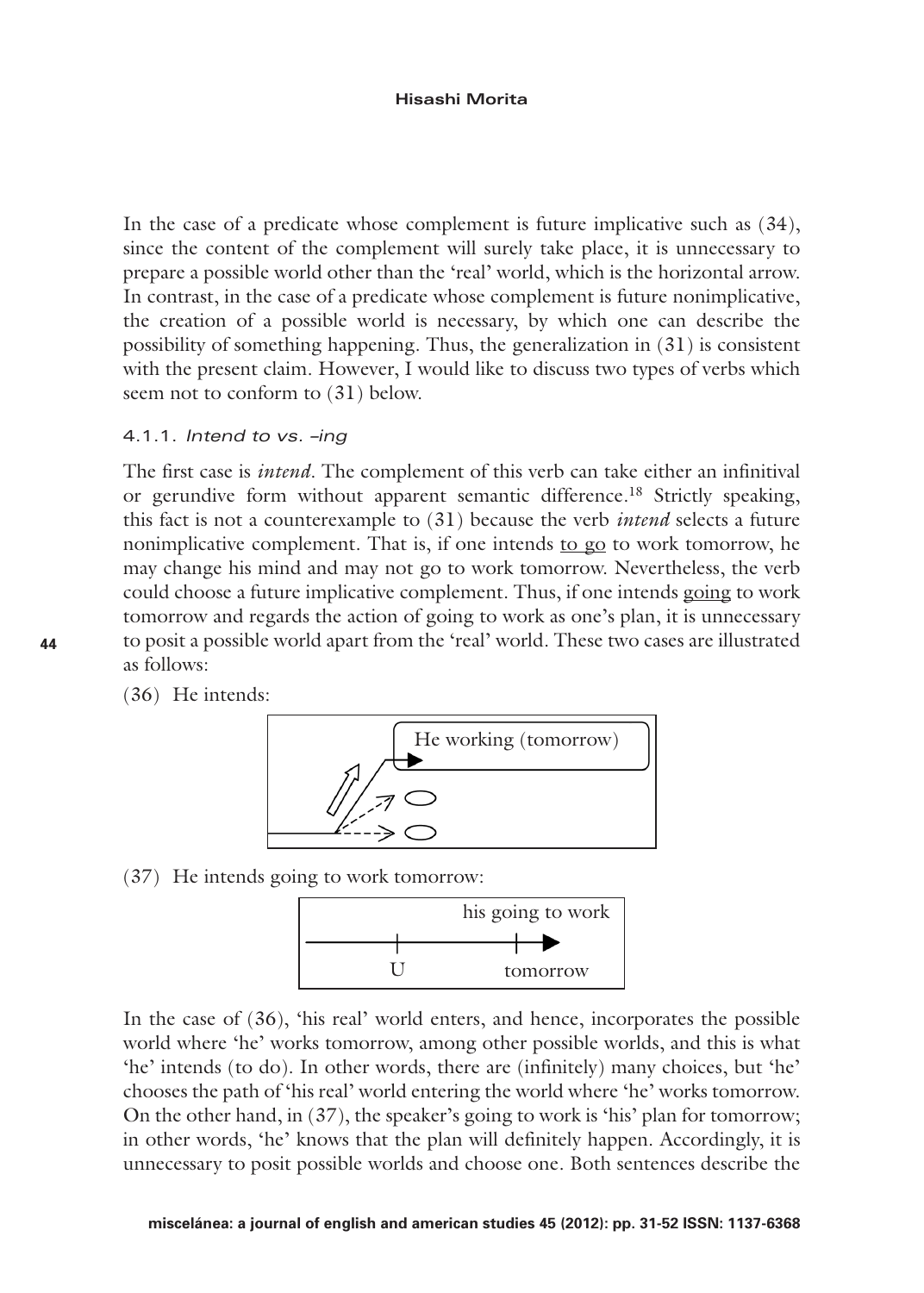In the case of a predicate whose complement is future implicative such as (34), since the content of the complement will surely take place, it is unnecessary to prepare a possible world other than the 'real' world, which is the horizontal arrow. In contrast, in the case of a predicate whose complement is future nonimplicative, the creation of a possible world is necessary, by which one can describe the possibility of something happening. Thus, the generalization in (31) is consistent with the present claim. However, I would like to discuss two types of verbs which seem not to conform to (31) below.

#### 4.1.1. *Intend to vs. –ing*

The first case is *intend*. The complement of this verb can take either an infinitival or gerundive form without apparent semantic difference.[18] Strictly speaking, this fact is not a counterexample to (31) because the verb *intend* selects a future nonimplicative complement. That is, if one intends <u>to go</u> to work tomorrow, he may change his mind and may not go to work tomorrow. Nevertheless, the verb could choose a future implicative complement. Thus, if one intends <u>going</u> to work tomorrow and regards the action of going to work as one's plan, it is unnecessary to posit a possible world apart from the 'real' world. These two cases are illustrated as follows:

(36) He intends:

He working (tomorrow)

(37) He intends going to work tomorrow:

his going to work

U tomorrow

In the case of (36), 'his real' world enters, and hence, incorporates the possible world where 'he' works tomorrow, among other possible worlds, and this is what 'he' intends (to do). In other words, there are (infinitely) many choices, but 'he' chooses the path of 'his real' world entering the world where 'he' works tomorrow. On the other hand, in (37), the speaker's going to work is 'his' plan for tomorrow; in other words, 'he' knows that the plan will definitely happen. Accordingly, it is unnecessary to posit possible worlds and choose one. Both sentences describe the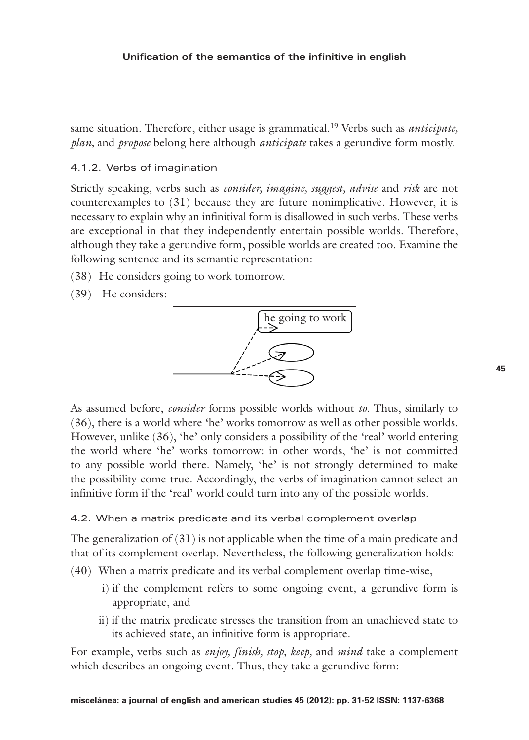same situation. Therefore, either usage is grammatical.[19] Verbs such as *anticipate, plan,* and *propose* belong here although *anticipate* takes a gerundive form mostly.

### 4.1.2. Verbs of imagination

Strictly speaking, verbs such as *consider, imagine, suggest, advise* and *risk* are not counterexamples to (31) because they are future nonimplicative. However, it is necessary to explain why an infinitival form is disallowed in such verbs. These verbs are exceptional in that they independently entertain possible worlds. Therefore, although they take a gerundive form, possible worlds are created too. Examine the following sentence and its semantic representation:

(38) He considers going to work tomorrow.

(39) He considers:

he going to work

As assumed before, *consider* forms possible worlds without *to*. Thus, similarly to (36), there is a world where 'he' works tomorrow as well as other possible worlds. However, unlike (36), 'he' only considers a possibility of the 'real' world entering the world where 'he' works tomorrow: in other words, 'he' is not committed to any possible world there. Namely, 'he' is not strongly determined to make the possibility come true. Accordingly, the verbs of imagination cannot select an infinitive form if the 'real' world could turn into any of the possible worlds.

## 4.2. When a matrix predicate and its verbal complement overlap

The generalization of (31) is not applicable when the time of a main predicate and that of its complement overlap. Nevertheless, the following generalization holds:

(40) When a matrix predicate and its verbal complement overlap time-wise,

i) if the complement refers to some ongoing event, a gerundive form is appropriate, and

ii) if the matrix predicate stresses the transition from an unachieved state to its achieved state, an infinitive form is appropriate.

For example, verbs such as *enjoy, finish, stop, keep,* and *mind* take a complement which describes an ongoing event. Thus, they take a gerundive form: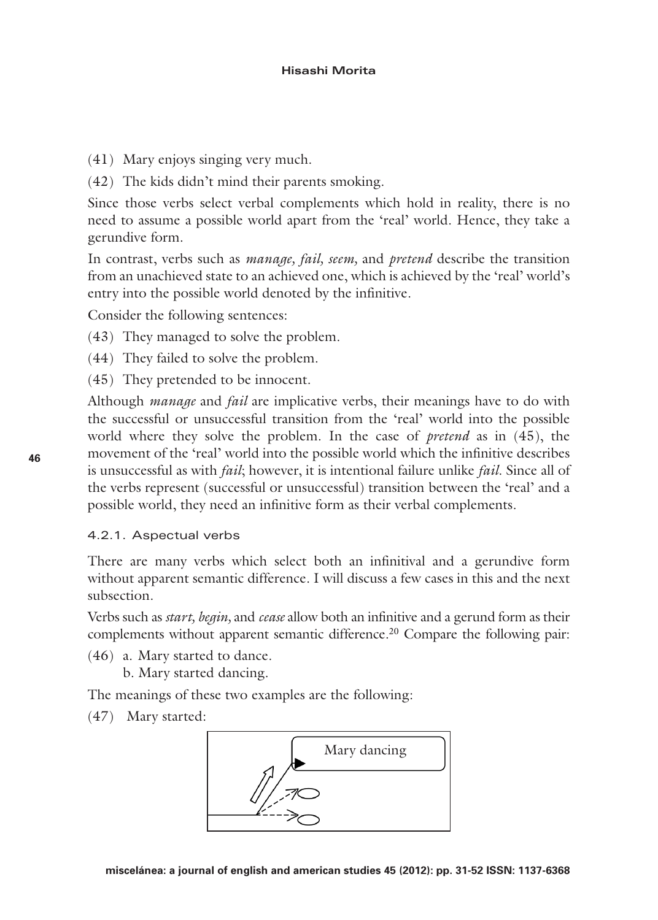(41) Mary enjoys singing very much.

(42) The kids didn't mind their parents smoking.

Since those verbs select verbal complements which hold in reality, there is no need to assume a possible world apart from the 'real' world. Hence, they take a gerundive form.

In contrast, verbs such as *manage, fail, seem,* and *pretend* describe the transition from an unachieved state to an achieved one, which is achieved by the 'real' world's entry into the possible world denoted by the infinitive.

Consider the following sentences:

(43) They managed to solve the problem.

(44) They failed to solve the problem.

(45) They pretended to be innocent.

Although *manage* and *fail* are implicative verbs, their meanings have to do with the successful or unsuccessful transition from the 'real' world into the possible world where they solve the problem. In the case of *pretend* as in (45), the movement of the 'real' world into the possible world which the infinitive describes is unsuccessful as with *fail*; however, it is intentional failure unlike *fail*. Since all of the verbs represent (successful or unsuccessful) transition between the 'real' and a possible world, they need an infinitive form as their verbal complements.

#### 4.2.1. Aspectual verbs

There are many verbs which select both an infinitival and a gerundive form without apparent semantic difference. I will discuss a few cases in this and the next subsection.

Verbs such as *start, begin,* and *cease* allow both an infinitive and a gerund form as their complements without apparent semantic difference.[20] Compare the following pair:

(46) a. Mary started to dance.
b. Mary started dancing.

The meanings of these two examples are the following:

(47) Mary started:

Mary dancing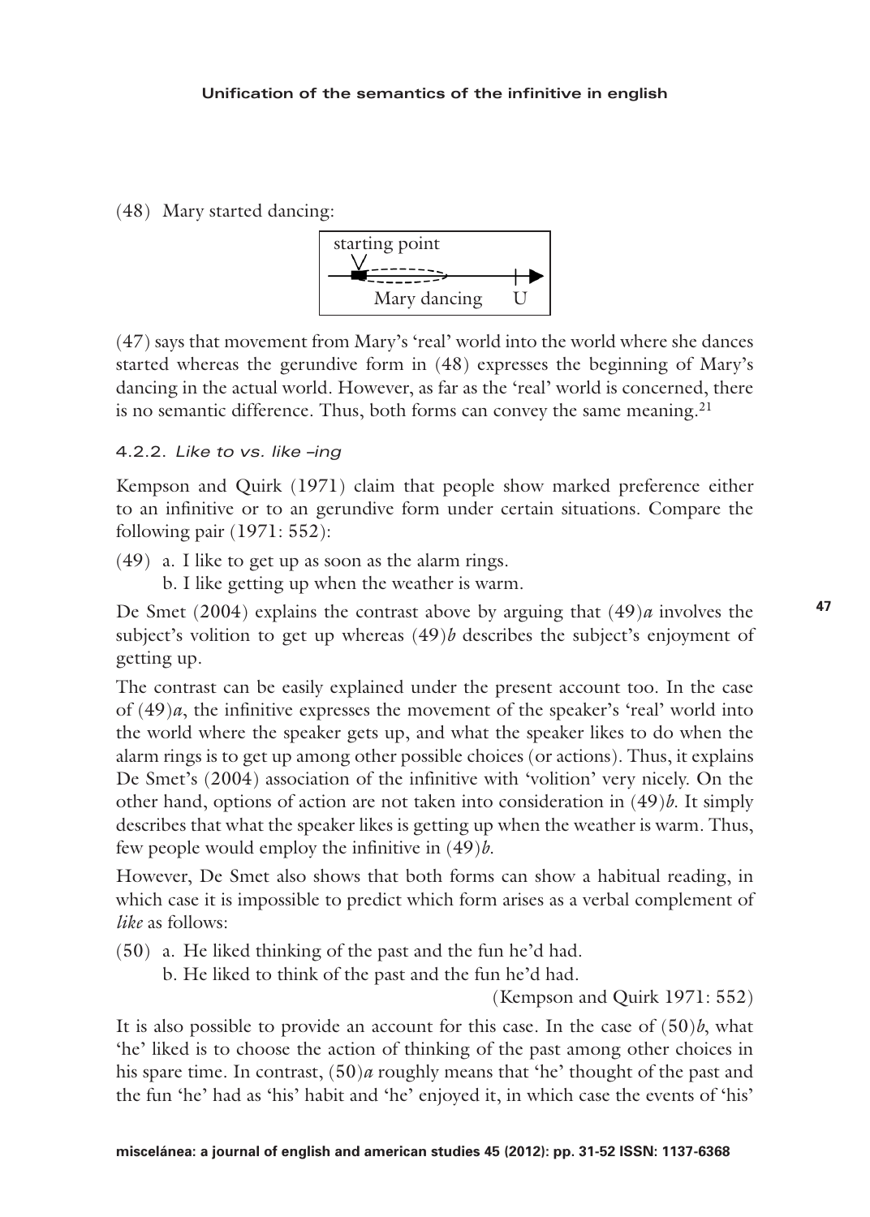(48) Mary started dancing:

```
starting point
 V
 ■- - - - - - - 
—————————————————┼──▶
    Mary dancing   U
```

(47) says that movement from Mary's 'real' world into the world where she dances started whereas the gerundive form in (48) expresses the beginning of Mary's dancing in the actual world. However, as far as the 'real' world is concerned, there is no semantic difference. Thus, both forms can convey the same meaning.[21]

### 4.2.2. *Like to vs. like –ing*

Kempson and Quirk (1971) claim that people show marked preference either to an infinitive or to an gerundive form under certain situations. Compare the following pair (1971: 552):

(49) a. I like to get up as soon as the alarm rings.
  b. I like getting up when the weather is warm.

De Smet (2004) explains the contrast above by arguing that (49)*a* involves the subject's volition to get up whereas (49)*b* describes the subject's enjoyment of getting up.

The contrast can be easily explained under the present account too. In the case of (49)*a*, the infinitive expresses the movement of the speaker's 'real' world into the world where the speaker gets up, and what the speaker likes to do when the alarm rings is to get up among other possible choices (or actions). Thus, it explains De Smet's (2004) association of the infinitive with 'volition' very nicely. On the other hand, options of action are not taken into consideration in (49)*b*. It simply describes that what the speaker likes is getting up when the weather is warm. Thus, few people would employ the infinitive in (49)*b*.

However, De Smet also shows that both forms can show a habitual reading, in which case it is impossible to predict which form arises as a verbal complement of *like* as follows:

(50) a. He liked thinking of the past and the fun he'd had.
  b. He liked to think of the past and the fun he'd had.

(Kempson and Quirk 1971: 552)

It is also possible to provide an account for this case. In the case of (50)*b*, what 'he' liked is to choose the action of thinking of the past among other choices in his spare time. In contrast, (50)*a* roughly means that 'he' thought of the past and the fun 'he' had as 'his' habit and 'he' enjoyed it, in which case the events of 'his'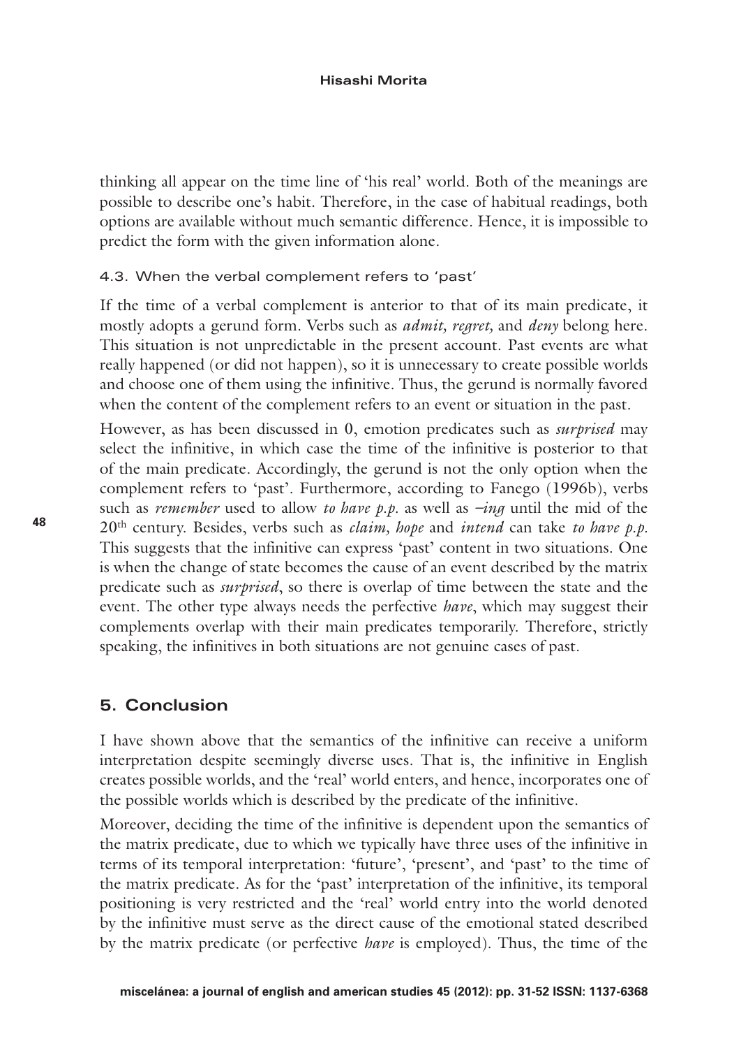thinking all appear on the time line of 'his real' world. Both of the meanings are possible to describe one's habit. Therefore, in the case of habitual readings, both options are available without much semantic difference. Hence, it is impossible to predict the form with the given information alone.

### 4.3. When the verbal complement refers to 'past'

If the time of a verbal complement is anterior to that of its main predicate, it mostly adopts a gerund form. Verbs such as *admit, regret,* and *deny* belong here. This situation is not unpredictable in the present account. Past events are what really happened (or did not happen), so it is unnecessary to create possible worlds and choose one of them using the infinitive. Thus, the gerund is normally favored when the content of the complement refers to an event or situation in the past.

However, as has been discussed in 0, emotion predicates such as *surprised* may select the infinitive, in which case the time of the infinitive is posterior to that of the main predicate. Accordingly, the gerund is not the only option when the complement refers to 'past'. Furthermore, according to Fanego (1996b), verbs such as *remember* used to allow *to have p.p.* as well as *–ing* until the mid of the 20th century. Besides, verbs such as *claim, hope* and *intend* can take *to have p.p.* This suggests that the infinitive can express 'past' content in two situations. One is when the change of state becomes the cause of an event described by the matrix predicate such as *surprised*, so there is overlap of time between the state and the event. The other type always needs the perfective *have*, which may suggest their complements overlap with their main predicates temporarily. Therefore, strictly speaking, the infinitives in both situations are not genuine cases of past.

## 5. Conclusion

I have shown above that the semantics of the infinitive can receive a uniform interpretation despite seemingly diverse uses. That is, the infinitive in English creates possible worlds, and the 'real' world enters, and hence, incorporates one of the possible worlds which is described by the predicate of the infinitive.

Moreover, deciding the time of the infinitive is dependent upon the semantics of the matrix predicate, due to which we typically have three uses of the infinitive in terms of its temporal interpretation: 'future', 'present', and 'past' to the time of the matrix predicate. As for the 'past' interpretation of the infinitive, its temporal positioning is very restricted and the 'real' world entry into the world denoted by the infinitive must serve as the direct cause of the emotional stated described by the matrix predicate (or perfective *have* is employed). Thus, the time of the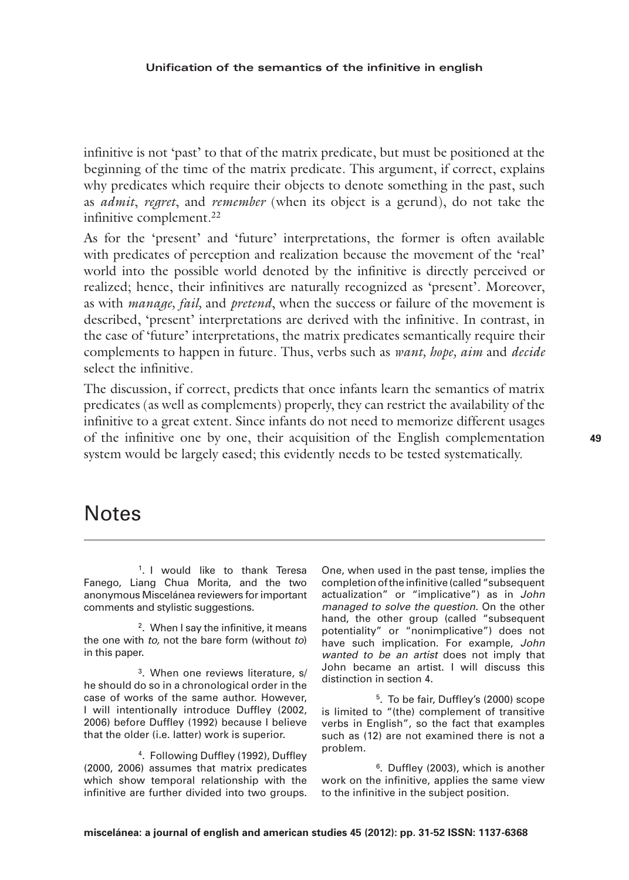infinitive is not 'past' to that of the matrix predicate, but must be positioned at the beginning of the time of the matrix predicate. This argument, if correct, explains why predicates which require their objects to denote something in the past, such as *admit*, *regret*, and *remember* (when its object is a gerund), do not take the infinitive complement.[22]

As for the 'present' and 'future' interpretations, the former is often available with predicates of perception and realization because the movement of the 'real' world into the possible world denoted by the infinitive is directly perceived or realized; hence, their infinitives are naturally recognized as 'present'. Moreover, as with *manage*, *fail,* and *pretend*, when the success or failure of the movement is described, 'present' interpretations are derived with the infinitive. In contrast, in the case of 'future' interpretations, the matrix predicates semantically require their complements to happen in future. Thus, verbs such as *want, hope, aim* and *decide* select the infinitive.

The discussion, if correct, predicts that once infants learn the semantics of matrix predicates (as well as complements) properly, they can restrict the availability of the infinitive to a great extent. Since infants do not need to memorize different usages of the infinitive one by one, their acquisition of the English complementation system would be largely eased; this evidently needs to be tested systematically.

# Notes

[1]. I would like to thank Teresa Fanego, Liang Chua Morita, and the two anonymous Miscelánea reviewers for important comments and stylistic suggestions.

[2]. When I say the infinitive, it means the one with *to,* not the bare form (without *to*) in this paper.

[3]. When one reviews literature, s/he should do so in a chronological order in the case of works of the same author. However, I will intentionally introduce Duffley (2002, 2006) before Duffley (1992) because I believe that the older (i.e. latter) work is superior.

[4]. Following Duffley (1992), Duffley (2000, 2006) assumes that matrix predicates which show temporal relationship with the infinitive are further divided into two groups. One, when used in the past tense, implies the completion of the infinitive (called "subsequent actualization" or "implicative") as in *John managed to solve the question.* On the other hand, the other group (called "subsequent potentiality" or "nonimplicative") does not have such implication. For example, *John wanted to be an artist* does not imply that John became an artist. I will discuss this distinction in section 4.

[5]. To be fair, Duffley's (2000) scope is limited to "(the) complement of transitive verbs in English", so the fact that examples such as (12) are not examined there is not a problem.

[6]. Duffley (2003), which is another work on the infinitive, applies the same view to the infinitive in the subject position.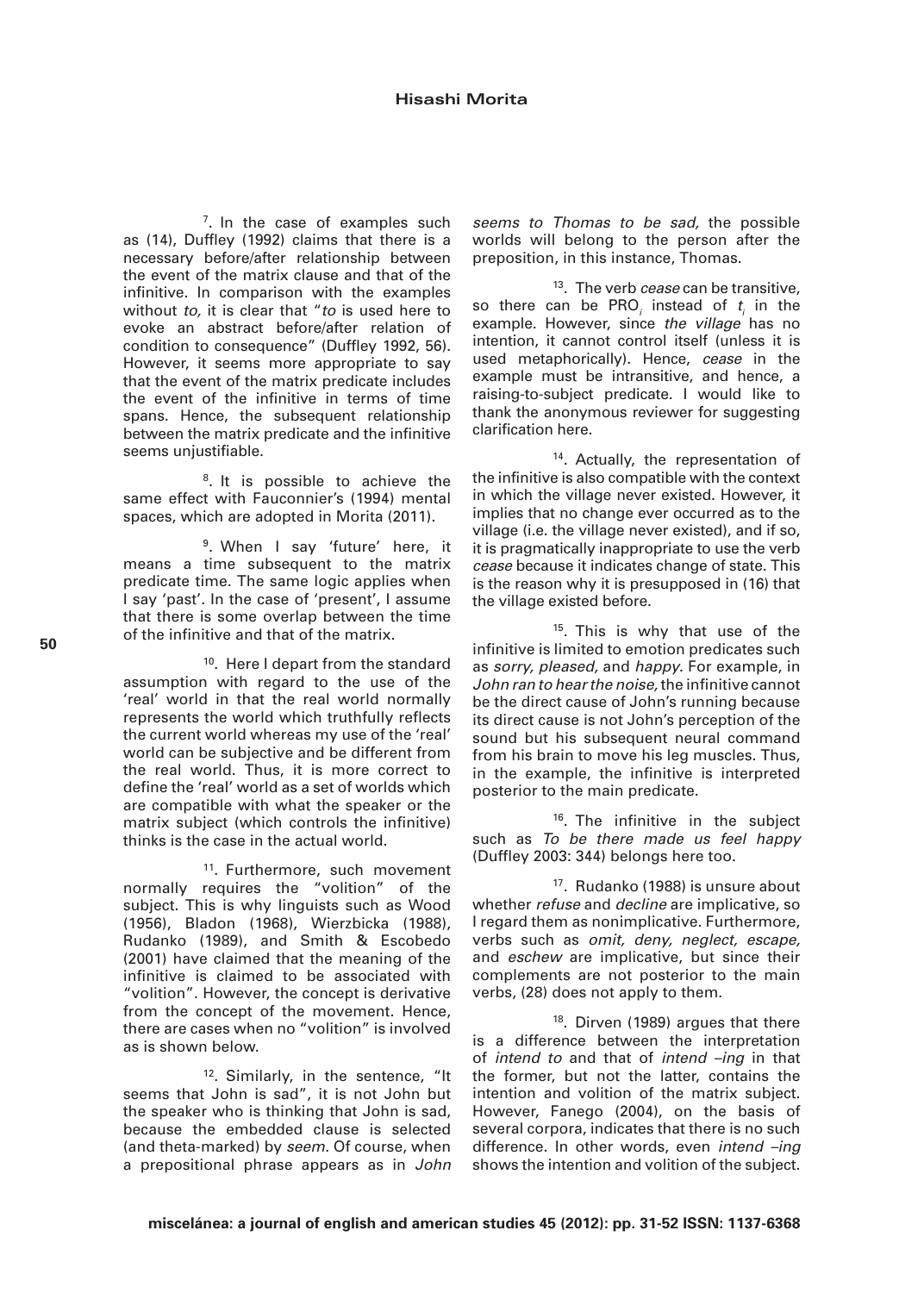[7]. In the case of examples such as (14), Duffley (1992) claims that there is a necessary before/after relationship between the event of the matrix clause and that of the infinitive. In comparison with the examples without *to,* it is clear that "*to* is used here to evoke an abstract before/after relation of condition to consequence" (Duffley 1992, 56). However, it seems more appropriate to say that the event of the matrix predicate includes the event of the infinitive in terms of time spans. Hence, the subsequent relationship between the matrix predicate and the infinitive seems unjustifiable.

[8]. It is possible to achieve the same effect with Fauconnier's (1994) mental spaces, which are adopted in Morita (2011).

[9]. When I say 'future' here, it means a time subsequent to the matrix predicate time. The same logic applies when I say 'past'. In the case of 'present', I assume that there is some overlap between the time of the infinitive and that of the matrix.

[10]. Here I depart from the standard assumption with regard to the use of the 'real' world in that the real world normally represents the world which truthfully reflects the current world whereas my use of the 'real' world can be subjective and be different from the real world. Thus, it is more correct to define the 'real' world as a set of worlds which are compatible with what the speaker or the matrix subject (which controls the infinitive) thinks is the case in the actual world.

[11]. Furthermore, such movement normally requires the "volition" of the subject. This is why linguists such as Wood (1956), Bladon (1968), Wierzbicka (1988), Rudanko (1989), and Smith & Escobedo (2001) have claimed that the meaning of the infinitive is claimed to be associated with "volition". However, the concept is derivative from the concept of the movement. Hence, there are cases when no "volition" is involved as is shown below.

[12]. Similarly, in the sentence, "It seems that John is sad", it is not John but the speaker who is thinking that John is sad, because the embedded clause is selected (and theta-marked) by *seem.* Of course, when a prepositional phrase appears as in *John seems to Thomas to be sad,* the possible worlds will belong to the person after the preposition, in this instance, Thomas.

[13]. The verb *cease* can be transitive, so there can be $PRO_i$ instead of $t_i$ in the example. However, since *the village* has no intention, it cannot control itself (unless it is used metaphorically). Hence, *cease* in the example must be intransitive, and hence, a raising-to-subject predicate. I would like to thank the anonymous reviewer for suggesting clarification here.

[14]. Actually, the representation of the infinitive is also compatible with the context in which the village never existed. However, it implies that no change ever occurred as to the village (i.e. the village never existed), and if so, it is pragmatically inappropriate to use the verb *cease* because it indicates change of state. This is the reason why it is presupposed in (16) that the village existed before.

[15]. This is why that use of the infinitive is limited to emotion predicates such as *sorry, pleased,* and *happy*. For example, in *John ran to hear the noise,* the infinitive cannot be the direct cause of John's running because its direct cause is not John's perception of the sound but his subsequent neural command from his brain to move his leg muscles. Thus, in the example, the infinitive is interpreted posterior to the main predicate.

[16]. The infinitive in the subject such as *To be there made us feel happy* (Duffley 2003: 344) belongs here too.

[17]. Rudanko (1988) is unsure about whether *refuse* and *decline* are implicative, so I regard them as nonimplicative. Furthermore, verbs such as *omit, deny, neglect, escape,* and *eschew* are implicative, but since their complements are not posterior to the main verbs, (28) does not apply to them.

[18]. Dirven (1989) argues that there is a difference between the interpretation of *intend to* and that of *intend –ing* in that the former, but not the latter, contains the intention and volition of the matrix subject. However, Fanego (2004), on the basis of several corpora, indicates that there is no such difference. In other words, even *intend –ing* shows the intention and volition of the subject.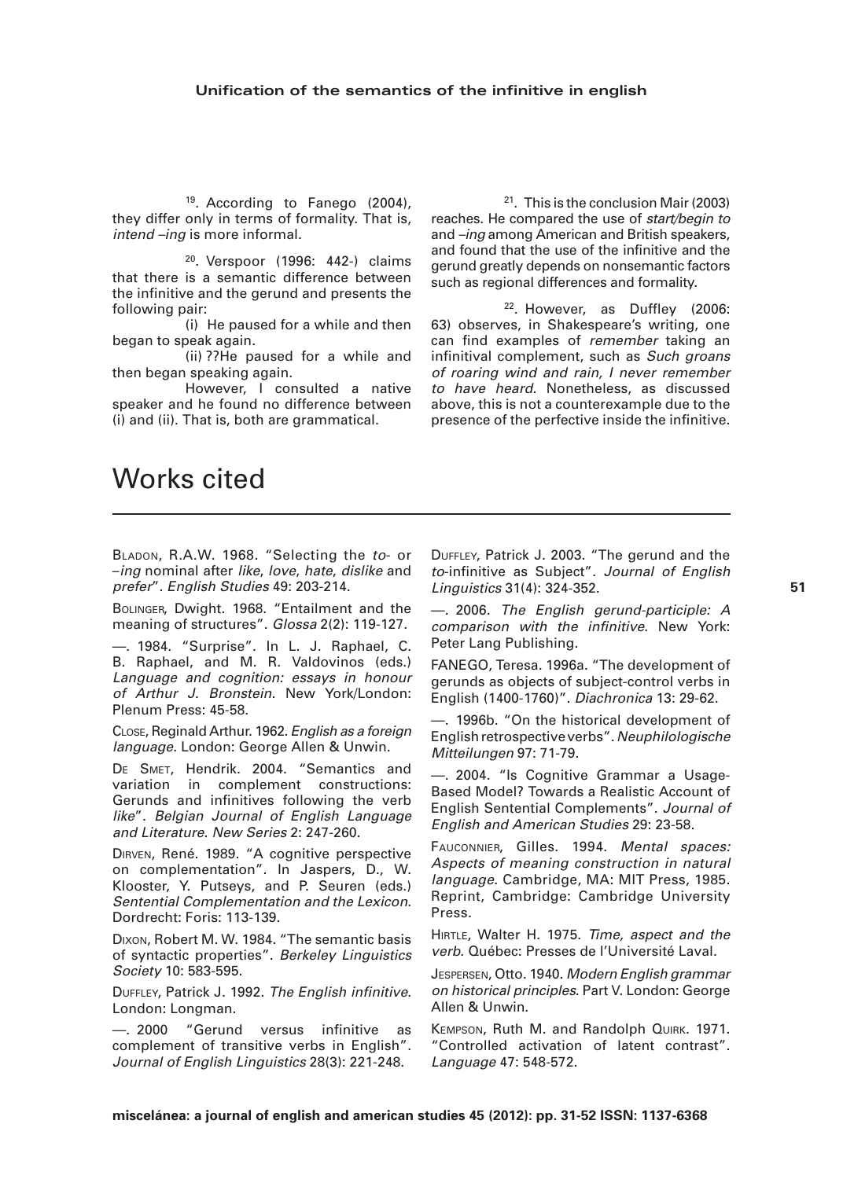[19]. According to Fanego (2004), they differ only in terms of formality. That is, *intend –ing* is more informal.

[20]. Verspoor (1996: 442-) claims that there is a semantic difference between the infinitive and the gerund and presents the following pair:

(i) He paused for a while and then began to speak again.

(ii) ??He paused for a while and then began speaking again.

However, I consulted a native speaker and he found no difference between (i) and (ii). That is, both are grammatical.

[21]. This is the conclusion Mair (2003) reaches. He compared the use of *start/begin to* and *–ing* among American and British speakers, and found that the use of the infinitive and the gerund greatly depends on nonsemantic factors such as regional differences and formality.

[22]. However, as Duffley (2006: 63) observes, in Shakespeare's writing, one can find examples of *remember* taking an infinitival complement, such as *Such groans of roaring wind and rain, I never remember to have heard.* Nonetheless, as discussed above, this is not a counterexample due to the presence of the perfective inside the infinitive.

# Works cited

Bladon, R.A.W. 1968. "Selecting the *to-* or *–ing* nominal after *like*, *love*, *hate*, *dislike* and *prefer*". *English Studies* 49: 203-214.

Bolinger, Dwight. 1968. "Entailment and the meaning of structures". *Glossa* 2(2): 119-127.

—. 1984. "Surprise". In L. J. Raphael, C. B. Raphael, and M. R. Valdovinos (eds.) *Language and cognition: essays in honour of Arthur J. Bronstein*. New York/London: Plenum Press: 45-58.

Close, Reginald Arthur. 1962. *English as a foreign language*. London: George Allen & Unwin.

De Smet, Hendrik. 2004. "Semantics and variation in complement constructions: Gerunds and infinitives following the verb *like*". *Belgian Journal of English Language and Literature. New Series* 2: 247-260.

Dirven, René. 1989. "A cognitive perspective on complementation". In Jaspers, D., W. Klooster, Y. Putseys, and P. Seuren (eds.) *Sentential Complementation and the Lexicon*. Dordrecht: Foris: 113-139.

Dixon, Robert M. W. 1984. "The semantic basis of syntactic properties". *Berkeley Linguistics Society* 10: 583-595.

Duffley, Patrick J. 1992. *The English infinitive*. London: Longman.

—. 2000 "Gerund versus infinitive as complement of transitive verbs in English". *Journal of English Linguistics* 28(3): 221-248.

Duffley, Patrick J. 2003. "The gerund and the *to*-infinitive as Subject". *Journal of English Linguistics* 31(4): 324-352.

—. 2006. *The English gerund-participle: A comparison with the infinitive*. New York: Peter Lang Publishing.

FANEGO, Teresa. 1996a. "The development of gerunds as objects of subject-control verbs in English (1400-1760)". *Diachronica* 13: 29-62.

—. 1996b. "On the historical development of English retrospective verbs". *Neuphilologische Mitteilungen* 97: 71-79.

—. 2004. "Is Cognitive Grammar a Usage-Based Model? Towards a Realistic Account of English Sentential Complements". *Journal of English and American Studies* 29: 23-58.

Fauconnier, Gilles. 1994. *Mental spaces: Aspects of meaning construction in natural language*. Cambridge, MA: MIT Press, 1985. Reprint, Cambridge: Cambridge University Press.

Hirtle, Walter H. 1975. *Time, aspect and the verb*. Québec: Presses de l'Université Laval.

Jespersen, Otto. 1940. *Modern English grammar on historical principles*. Part V. London: George Allen & Unwin.

Kempson, Ruth M. and Randolph Quirk. 1971. "Controlled activation of latent contrast". *Language* 47: 548-572.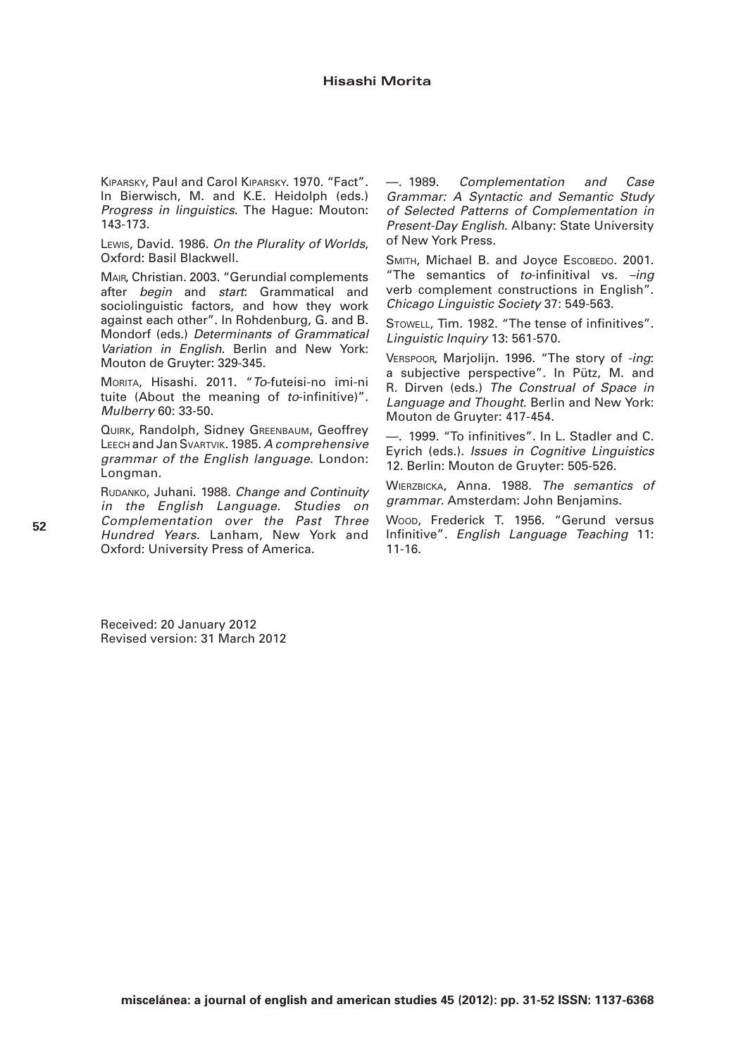Kiparsky, Paul and Carol Kiparsky. 1970. "Fact". In Bierwisch, M. and K.E. Heidolph (eds.) *Progress in linguistics*. The Hague: Mouton: 143-173.

Lewis, David. 1986. *On the Plurality of Worlds*, Oxford: Basil Blackwell.

Mair, Christian. 2003. "Gerundial complements after *begin* and *start*: Grammatical and sociolinguistic factors, and how they work against each other". In Rohdenburg, G. and B. Mondorf (eds.) *Determinants of Grammatical Variation in English*. Berlin and New York: Mouton de Gruyter: 329-345.

Morita, Hisashi. 2011. "*To*-futeisi-no imi-ni tuite (About the meaning of *to*-infinitive)". *Mulberry* 60: 33-50.

Quirk, Randolph, Sidney Greenbaum, Geoffrey Leech and Jan Svartvik. 1985. *A comprehensive grammar of the English language*. London: Longman.

Rudanko, Juhani. 1988. *Change and Continuity in the English Language. Studies on Complementation over the Past Three Hundred Years*. Lanham, New York and Oxford: University Press of America.

—. 1989. *Complementation and Case Grammar: A Syntactic and Semantic Study of Selected Patterns of Complementation in Present-Day English*. Albany: State University of New York Press.

Smith, Michael B. and Joyce Escobedo. 2001. "The semantics of *to*-infinitival vs. *–ing* verb complement constructions in English". *Chicago Linguistic Society* 37: 549-563.

Stowell, Tim. 1982. "The tense of infinitives". *Linguistic Inquiry* 13: 561-570.

Verspoor, Marjolijn. 1996. "The story of *-ing*: a subjective perspective". In Pütz, M. and R. Dirven (eds.) *The Construal of Space in Language and Thought*. Berlin and New York: Mouton de Gruyter: 417-454.

—. 1999. "To infinitives". In L. Stadler and C. Eyrich (eds.). *Issues in Cognitive Linguistics* 12. Berlin: Mouton de Gruyter: 505-526.

Wierzbicka, Anna. 1988. *The semantics of grammar*. Amsterdam: John Benjamins.

Wood, Frederick T. 1956. "Gerund versus Infinitive". *English Language Teaching* 11: 11-16.

Received: 20 January 2012
Revised version: 31 March 2012